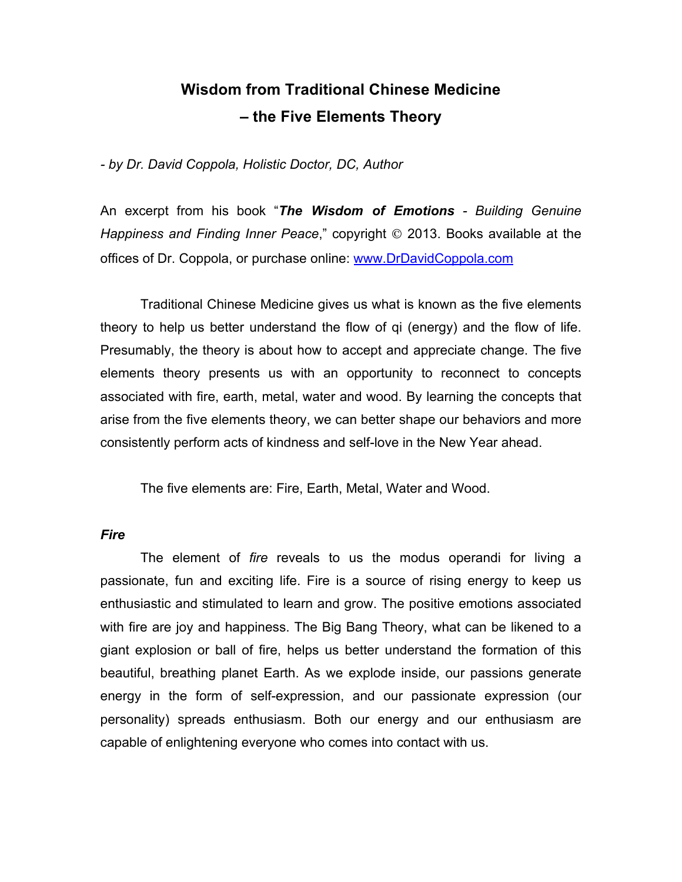# Wisdom from Traditional Chinese Medicine – the Five Elements Theory

*- by Dr. David Coppola, Holistic Doctor, DC, Author*

An excerpt from his book "***The Wisdom of Emotions*** *- Building Genuine Happiness and Finding Inner Peace*," copyright © 2013. Books available at the offices of Dr. Coppola, or purchase online: [www.DrDavidCoppola.com](http://www.DrDavidCoppola.com)

Traditional Chinese Medicine gives us what is known as the five elements theory to help us better understand the flow of qi (energy) and the flow of life. Presumably, the theory is about how to accept and appreciate change. The five elements theory presents us with an opportunity to reconnect to concepts associated with fire, earth, metal, water and wood. By learning the concepts that arise from the five elements theory, we can better shape our behaviors and more consistently perform acts of kindness and self-love in the New Year ahead.

The five elements are: Fire, Earth, Metal, Water and Wood.

***Fire***

The element of *fire* reveals to us the modus operandi for living a passionate, fun and exciting life. Fire is a source of rising energy to keep us enthusiastic and stimulated to learn and grow. The positive emotions associated with fire are joy and happiness. The Big Bang Theory, what can be likened to a giant explosion or ball of fire, helps us better understand the formation of this beautiful, breathing planet Earth. As we explode inside, our passions generate energy in the form of self-expression, and our passionate expression (our personality) spreads enthusiasm. Both our energy and our enthusiasm are capable of enlightening everyone who comes into contact with us.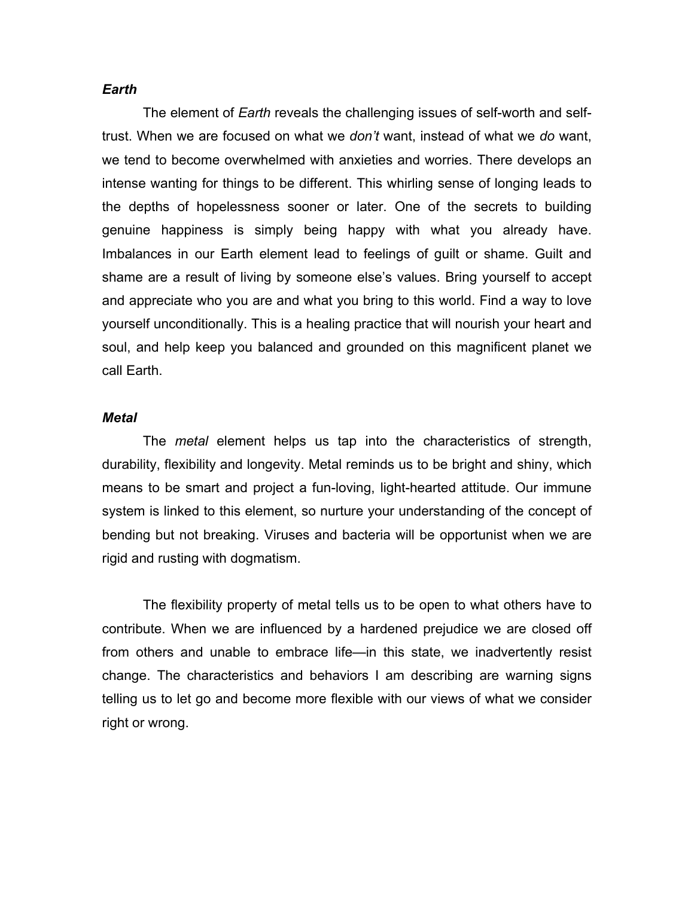***Earth***

The element of *Earth* reveals the challenging issues of self-worth and self-trust. When we are focused on what we *don't* want, instead of what we *do* want, we tend to become overwhelmed with anxieties and worries. There develops an intense wanting for things to be different. This whirling sense of longing leads to the depths of hopelessness sooner or later. One of the secrets to building genuine happiness is simply being happy with what you already have. Imbalances in our Earth element lead to feelings of guilt or shame. Guilt and shame are a result of living by someone else's values. Bring yourself to accept and appreciate who you are and what you bring to this world. Find a way to love yourself unconditionally. This is a healing practice that will nourish your heart and soul, and help keep you balanced and grounded on this magnificent planet we call Earth.

***Metal***

The *metal* element helps us tap into the characteristics of strength, durability, flexibility and longevity. Metal reminds us to be bright and shiny, which means to be smart and project a fun-loving, light-hearted attitude. Our immune system is linked to this element, so nurture your understanding of the concept of bending but not breaking. Viruses and bacteria will be opportunist when we are rigid and rusting with dogmatism.

The flexibility property of metal tells us to be open to what others have to contribute. When we are influenced by a hardened prejudice we are closed off from others and unable to embrace life—in this state, we inadvertently resist change. The characteristics and behaviors I am describing are warning signs telling us to let go and become more flexible with our views of what we consider right or wrong.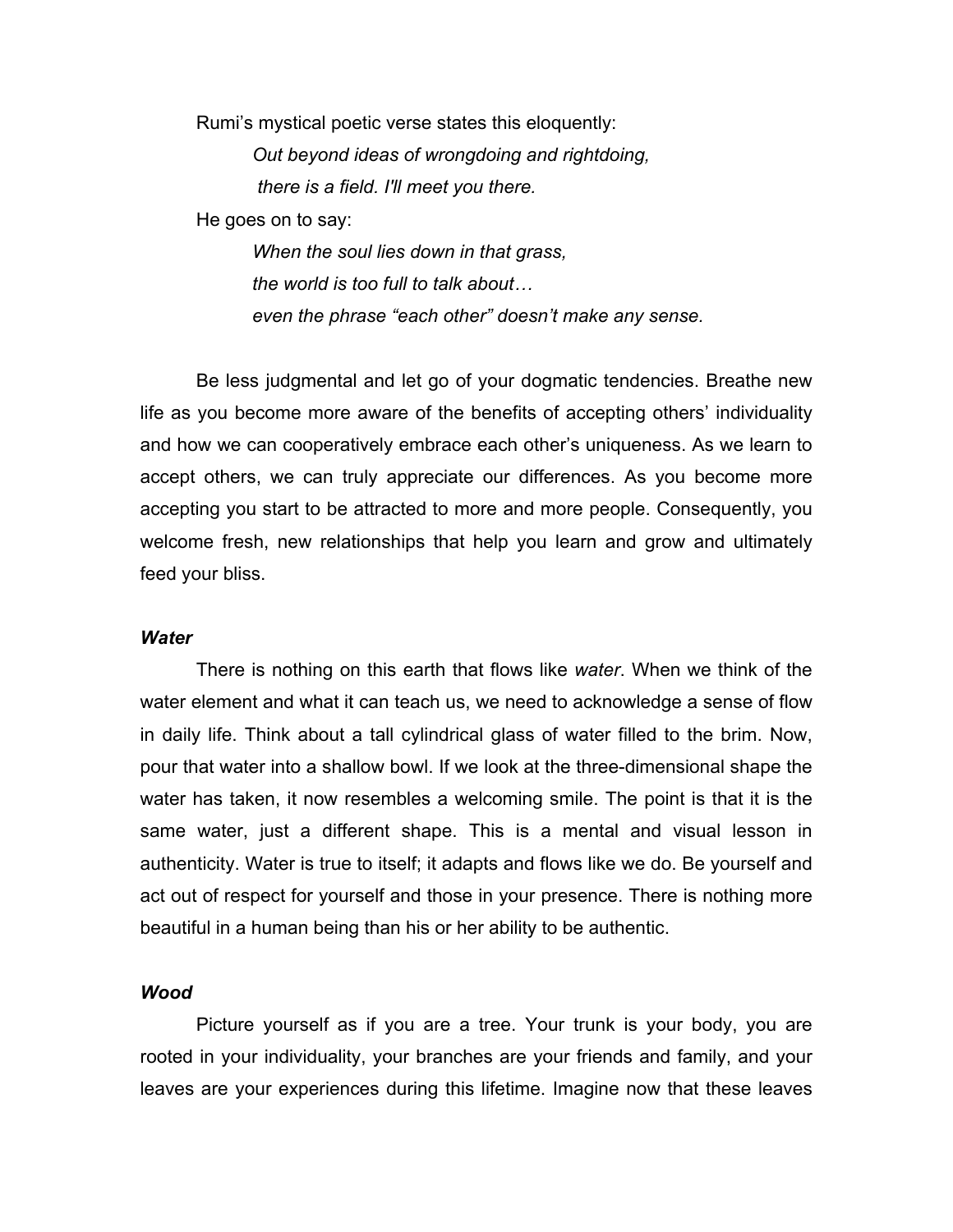Rumi's mystical poetic verse states this eloquently:

> *Out beyond ideas of wrongdoing and rightdoing,*
> *there is a field. I'll meet you there.*

He goes on to say:

> *When the soul lies down in that grass,*
> *the world is too full to talk about…*
> *even the phrase "each other" doesn't make any sense.*

Be less judgmental and let go of your dogmatic tendencies. Breathe new life as you become more aware of the benefits of accepting others' individuality and how we can cooperatively embrace each other's uniqueness. As we learn to accept others, we can truly appreciate our differences. As you become more accepting you start to be attracted to more and more people. Consequently, you welcome fresh, new relationships that help you learn and grow and ultimately feed your bliss.

### *Water*

There is nothing on this earth that flows like *water*. When we think of the water element and what it can teach us, we need to acknowledge a sense of flow in daily life. Think about a tall cylindrical glass of water filled to the brim. Now, pour that water into a shallow bowl. If we look at the three-dimensional shape the water has taken, it now resembles a welcoming smile. The point is that it is the same water, just a different shape. This is a mental and visual lesson in authenticity. Water is true to itself; it adapts and flows like we do. Be yourself and act out of respect for yourself and those in your presence. There is nothing more beautiful in a human being than his or her ability to be authentic.

### *Wood*

Picture yourself as if you are a tree. Your trunk is your body, you are rooted in your individuality, your branches are your friends and family, and your leaves are your experiences during this lifetime. Imagine now that these leaves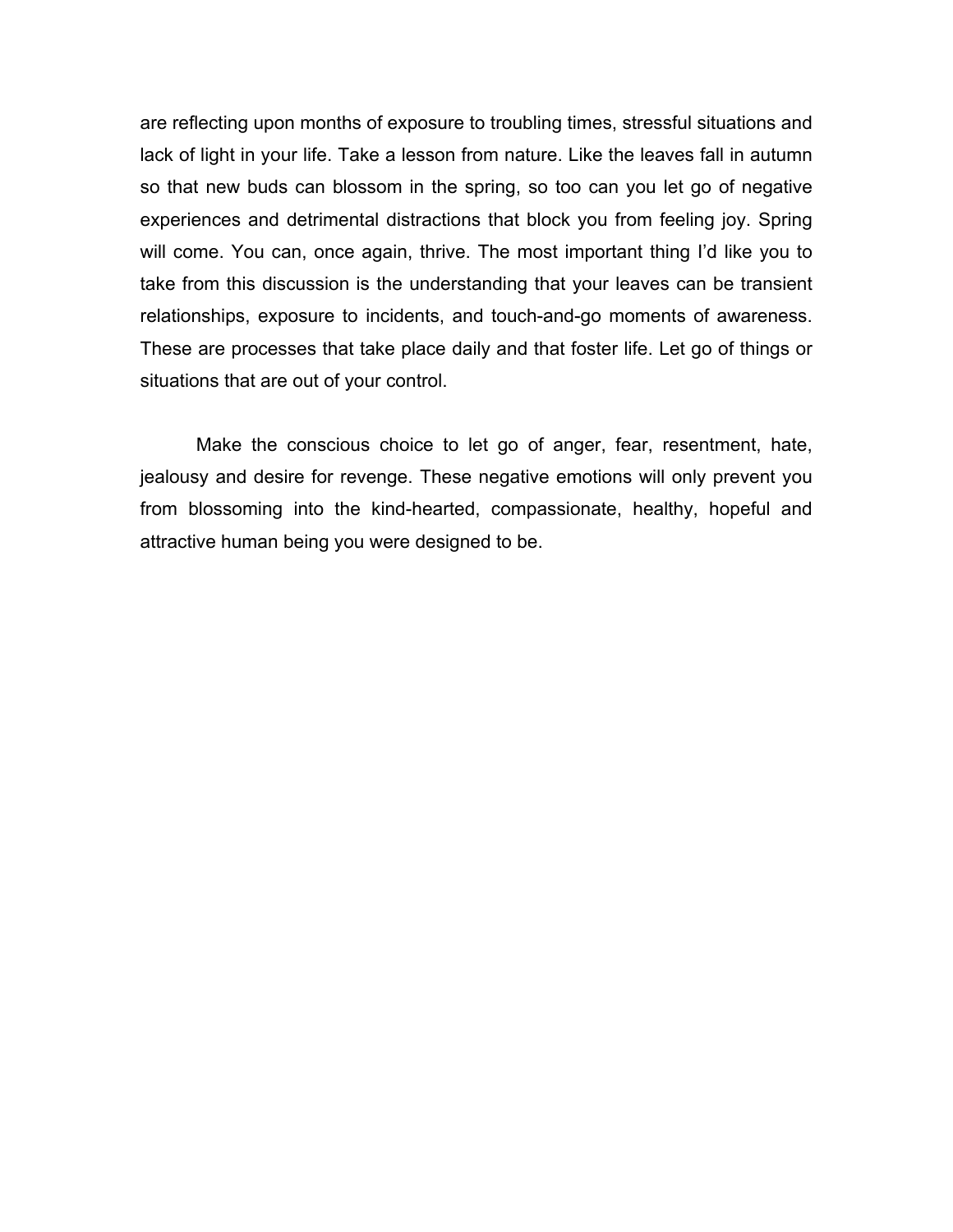are reflecting upon months of exposure to troubling times, stressful situations and lack of light in your life. Take a lesson from nature. Like the leaves fall in autumn so that new buds can blossom in the spring, so too can you let go of negative experiences and detrimental distractions that block you from feeling joy. Spring will come. You can, once again, thrive. The most important thing I'd like you to take from this discussion is the understanding that your leaves can be transient relationships, exposure to incidents, and touch-and-go moments of awareness. These are processes that take place daily and that foster life. Let go of things or situations that are out of your control.

Make the conscious choice to let go of anger, fear, resentment, hate, jealousy and desire for revenge. These negative emotions will only prevent you from blossoming into the kind-hearted, compassionate, healthy, hopeful and attractive human being you were designed to be.